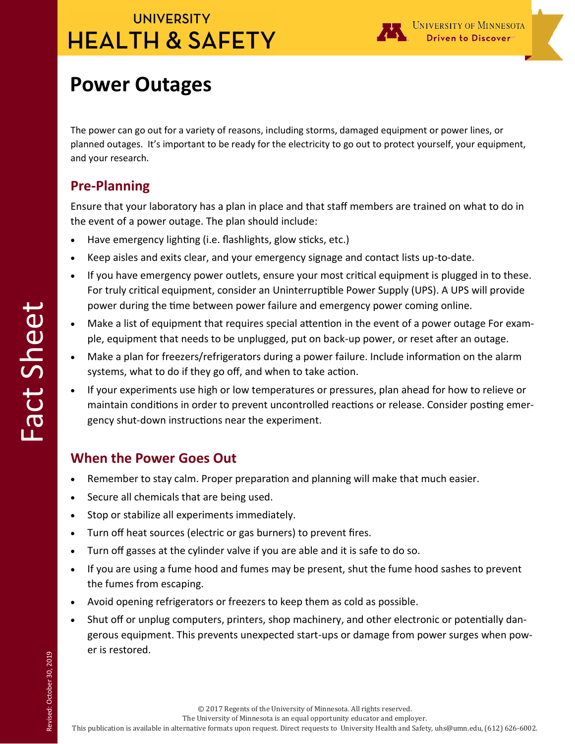# Power Outages

The power can go out for a variety of reasons, including storms, damaged equipment or power lines, or planned outages. It's important to be ready for the electricity to go out to protect yourself, your equipment, and your research.

## Pre-Planning

Ensure that your laboratory has a plan in place and that staff members are trained on what to do in the event of a power outage. The plan should include:

- Have emergency lighting (i.e. flashlights, glow sticks, etc.)
- Keep aisles and exits clear, and your emergency signage and contact lists up-to-date.
- If you have emergency power outlets, ensure your most critical equipment is plugged in to these. For truly critical equipment, consider an Uninterruptible Power Supply (UPS). A UPS will provide power during the time between power failure and emergency power coming online.
- Make a list of equipment that requires special attention in the event of a power outage For example, equipment that needs to be unplugged, put on back-up power, or reset after an outage.
- Make a plan for freezers/refrigerators during a power failure. Include information on the alarm systems, what to do if they go off, and when to take action.
- If your experiments use high or low temperatures or pressures, plan ahead for how to relieve or maintain conditions in order to prevent uncontrolled reactions or release. Consider posting emergency shut-down instructions near the experiment.

## When the Power Goes Out

- Remember to stay calm. Proper preparation and planning will make that much easier.
- Secure all chemicals that are being used.
- Stop or stabilize all experiments immediately.
- Turn off heat sources (electric or gas burners) to prevent fires.
- Turn off gasses at the cylinder valve if you are able and it is safe to do so.
- If you are using a fume hood and fumes may be present, shut the fume hood sashes to prevent the fumes from escaping.
- Avoid opening refrigerators or freezers to keep them as cold as possible.
- Shut off or unplug computers, printers, shop machinery, and other electronic or potentially dangerous equipment. This prevents unexpected start-ups or damage from power surges when power is restored.

© 2017 Regents of the University of Minnesota. All rights reserved.
The University of Minnesota is an equal opportunity educator and employer.
This publication is available in alternative formats upon request. Direct requests to University Health and Safety, uhs@umn.edu, (612) 626-6002.

Revised: October 30, 2019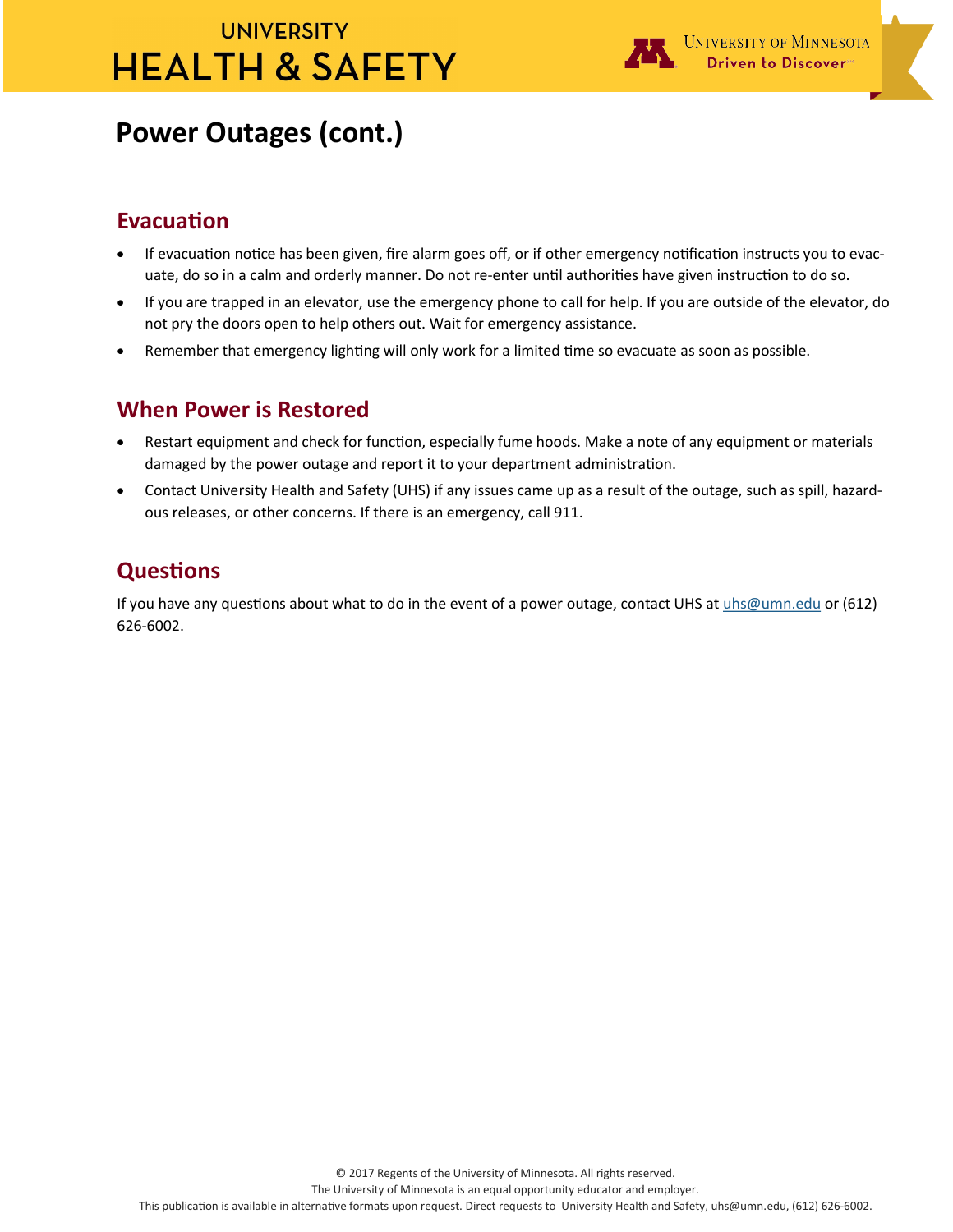# Power Outages (cont.)

## Evacuation

- If evacuation notice has been given, fire alarm goes off, or if other emergency notification instructs you to evacuate, do so in a calm and orderly manner. Do not re-enter until authorities have given instruction to do so.
- If you are trapped in an elevator, use the emergency phone to call for help. If you are outside of the elevator, do not pry the doors open to help others out. Wait for emergency assistance.
- Remember that emergency lighting will only work for a limited time so evacuate as soon as possible.

## When Power is Restored

- Restart equipment and check for function, especially fume hoods. Make a note of any equipment or materials damaged by the power outage and report it to your department administration.
- Contact University Health and Safety (UHS) if any issues came up as a result of the outage, such as spill, hazardous releases, or other concerns. If there is an emergency, call 911.

## Questions

If you have any questions about what to do in the event of a power outage, contact UHS at uhs@umn.edu or (612) 626-6002.

© 2017 Regents of the University of Minnesota. All rights reserved.
The University of Minnesota is an equal opportunity educator and employer.
This publication is available in alternative formats upon request. Direct requests to University Health and Safety, uhs@umn.edu, (612) 626-6002.